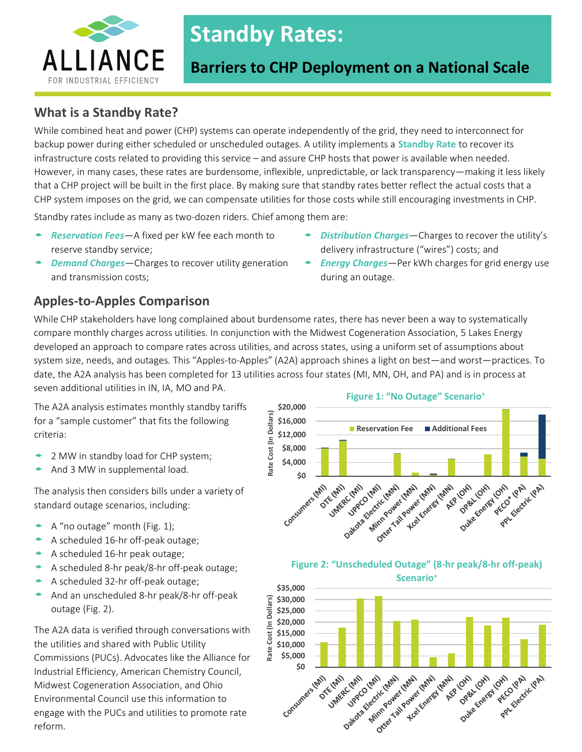# Standby Rates:

## Barriers to CHP Deployment on a National Scale

ALLIANCE FOR INDUSTRIAL EFFICIENCY

## What is a Standby Rate?

While combined heat and power (CHP) systems can operate independently of the grid, they need to interconnect for backup power during either scheduled or unscheduled outages. A utility implements a **Standby Rate** to recover its infrastructure costs related to providing this service – and assure CHP hosts that power is available when needed. However, in many cases, these rates are burdensome, inflexible, unpredictable, or lack transparency—making it less likely that a CHP project will be built in the first place. By making sure that standby rates better reflect the actual costs that a CHP system imposes on the grid, we can compensate utilities for those costs while still encouraging investments in CHP.

Standby rates include as many as two-dozen riders. Chief among them are:

- ***Reservation Fees***—A fixed per kW fee each month to reserve standby service;
- ***Demand Charges***—Charges to recover utility generation and transmission costs;
- ***Distribution Charges***—Charges to recover the utility's delivery infrastructure ("wires") costs; and
- ***Energy Charges***—Per kWh charges for grid energy use during an outage.

## Apples-to-Apples Comparison

While CHP stakeholders have long complained about burdensome rates, there has never been a way to systematically compare monthly charges across utilities. In conjunction with the Midwest Cogeneration Association, 5 Lakes Energy developed an approach to compare rates across utilities, and across states, using a uniform set of assumptions about system size, needs, and outages. This "Apples-to-Apples" (A2A) approach shines a light on best—and worst—practices. To date, the A2A analysis has been completed for 13 utilities across four states (MI, MN, OH, and PA) and is in process at seven additional utilities in IN, IA, MO and PA.

The A2A analysis estimates monthly standby tariffs for a "sample customer" that fits the following criteria:

- 2 MW in standby load for CHP system;
- And 3 MW in supplemental load.

The analysis then considers bills under a variety of standard outage scenarios, including:

- A "no outage" month (Fig. 1);
- A scheduled 16-hr off-peak outage;
- A scheduled 16-hr peak outage;
- A scheduled 8-hr peak/8-hr off-peak outage;
- A scheduled 32-hr off-peak outage;
- And an unscheduled 8-hr peak/8-hr off-peak outage (Fig. 2).

The A2A data is verified through conversations with the utilities and shared with Public Utility Commissions (PUCs). Advocates like the Alliance for Industrial Efficiency, American Chemistry Council, Midwest Cogeneration Association, and Ohio Environmental Council use this information to engage with the PUCs and utilities to promote rate reform.

**Figure 1: "No Outage" Scenario+**

Rate Cost (In Dollars): $0 – $20,000. Legend: Reservation Fee, Additional Fees. Utilities: Consumers (MI), DTE (MI), UMERC (MI), UPPCO (MI), Dakota Electric (MN), Minn Power (MN), Otter Tail Power (MN), Xcel Energy (MN), AEP (OH), DP&L (OH), Duke Energy (OH), PECO* (PA), PPL Electric (PA)

**Figure 2: "Unscheduled Outage" (8-hr peak/8-hr off-peak) Scenario+**

Rate Cost (In Dollars): $0 – $35,000. Utilities: Consumers (MI), DTE (MI), UMERC (MI), UPPCO (MI), Dakota Electric (MN), Minn Power (MN), Otter Tail Power (MN), Xcel Energy (MN), AEP (OH), DP&L (OH), Duke Energy (OH), PECO (PA), PPL Electric (PA)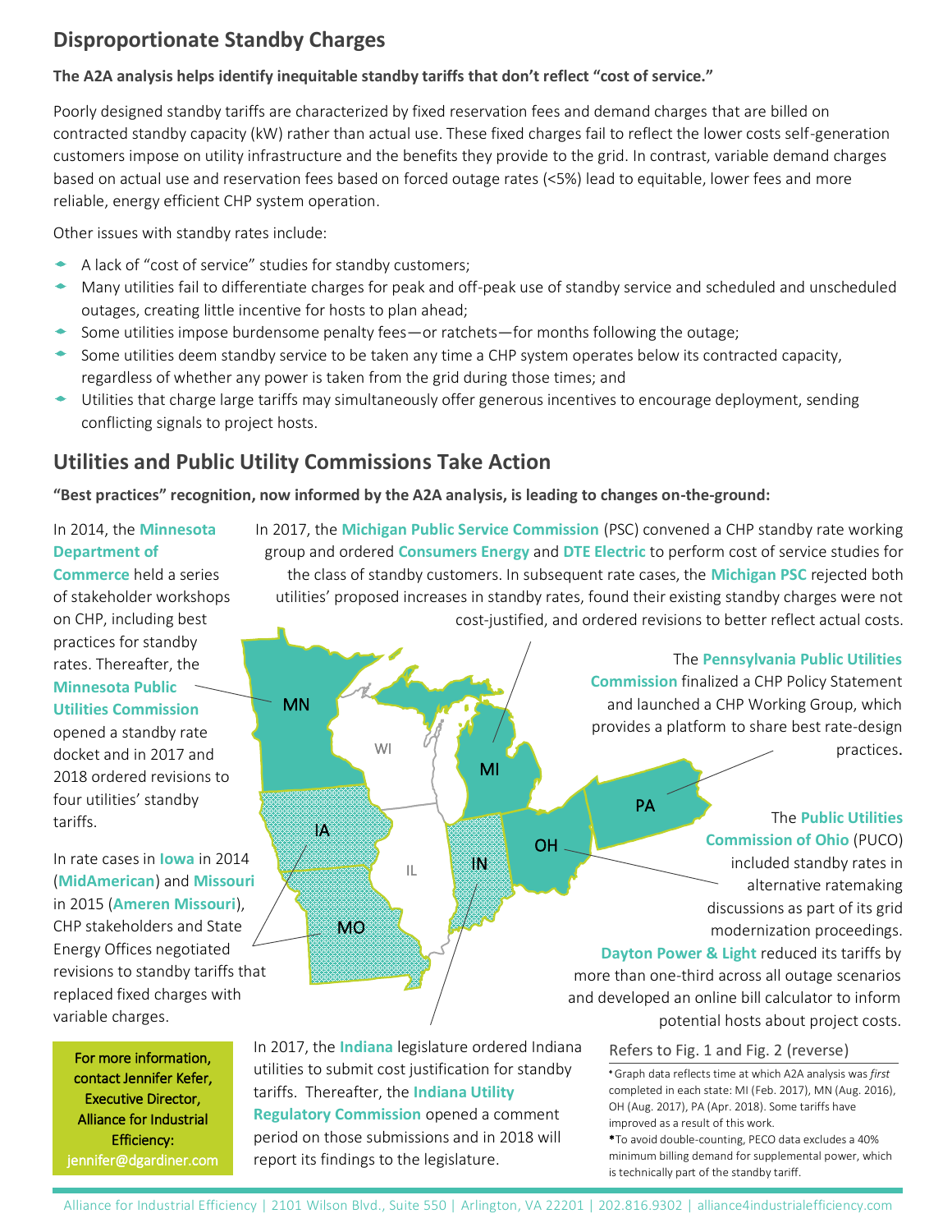## Disproportionate Standby Charges

**The A2A analysis helps identify inequitable standby tariffs that don't reflect "cost of service."**

Poorly designed standby tariffs are characterized by fixed reservation fees and demand charges that are billed on contracted standby capacity (kW) rather than actual use. These fixed charges fail to reflect the lower costs self-generation customers impose on utility infrastructure and the benefits they provide to the grid. In contrast, variable demand charges based on actual use and reservation fees based on forced outage rates (<5%) lead to equitable, lower fees and more reliable, energy efficient CHP system operation.

Other issues with standby rates include:

- A lack of "cost of service" studies for standby customers;
- Many utilities fail to differentiate charges for peak and off-peak use of standby service and scheduled and unscheduled outages, creating little incentive for hosts to plan ahead;
- Some utilities impose burdensome penalty fees—or ratchets—for months following the outage;
- Some utilities deem standby service to be taken any time a CHP system operates below its contracted capacity, regardless of whether any power is taken from the grid during those times; and
- Utilities that charge large tariffs may simultaneously offer generous incentives to encourage deployment, sending conflicting signals to project hosts.

## Utilities and Public Utility Commissions Take Action

**"Best practices" recognition, now informed by the A2A analysis, is leading to changes on-the-ground:**

In 2014, the **Minnesota Department of Commerce** held a series of stakeholder workshops on CHP, including best practices for standby rates. Thereafter, the **Minnesota Public Utilities Commission** opened a standby rate docket and in 2017 and 2018 ordered revisions to four utilities' standby tariffs.

In rate cases in **Iowa** in 2014 (**MidAmerican**) and **Missouri** in 2015 (**Ameren Missouri**), CHP stakeholders and State Energy Offices negotiated revisions to standby tariffs that replaced fixed charges with variable charges.

In 2017, the **Michigan Public Service Commission** (PSC) convened a CHP standby rate working group and ordered **Consumers Energy** and **DTE Electric** to perform cost of service studies for the class of standby customers. In subsequent rate cases, the **Michigan PSC** rejected both utilities' proposed increases in standby rates, found their existing standby charges were not cost-justified, and ordered revisions to better reflect actual costs.

MN
WI
MI
IA
IL
IN
OH
PA
MO

The **Pennsylvania Public Utilities Commission** finalized a CHP Policy Statement and launched a CHP Working Group, which provides a platform to share best rate-design practices.

The **Public Utilities Commission of Ohio** (PUCO) included standby rates in alternative ratemaking discussions as part of its grid modernization proceedings. **Dayton Power & Light** reduced its tariffs by more than one-third across all outage scenarios and developed an online bill calculator to inform potential hosts about project costs.

In 2017, the **Indiana** legislature ordered Indiana utilities to submit cost justification for standby tariffs. Thereafter, the **Indiana Utility Regulatory Commission** opened a comment period on those submissions and in 2018 will report its findings to the legislature.

For more information, contact Jennifer Kefer, Executive Director, Alliance for Industrial Efficiency: jennifer@dgardiner.com

Refers to Fig. 1 and Fig. 2 (reverse)

* Graph data reflects time at which A2A analysis was *first* completed in each state: MI (Feb. 2017), MN (Aug. 2016), OH (Aug. 2017), PA (Apr. 2018). Some tariffs have improved as a result of this work.

* To avoid double-counting, PECO data excludes a 40% minimum billing demand for supplemental power, which is technically part of the standby tariff.

Alliance for Industrial Efficiency | 2101 Wilson Blvd., Suite 550 | Arlington, VA 22201 | 202.816.9302 | alliance4industrialefficiency.com